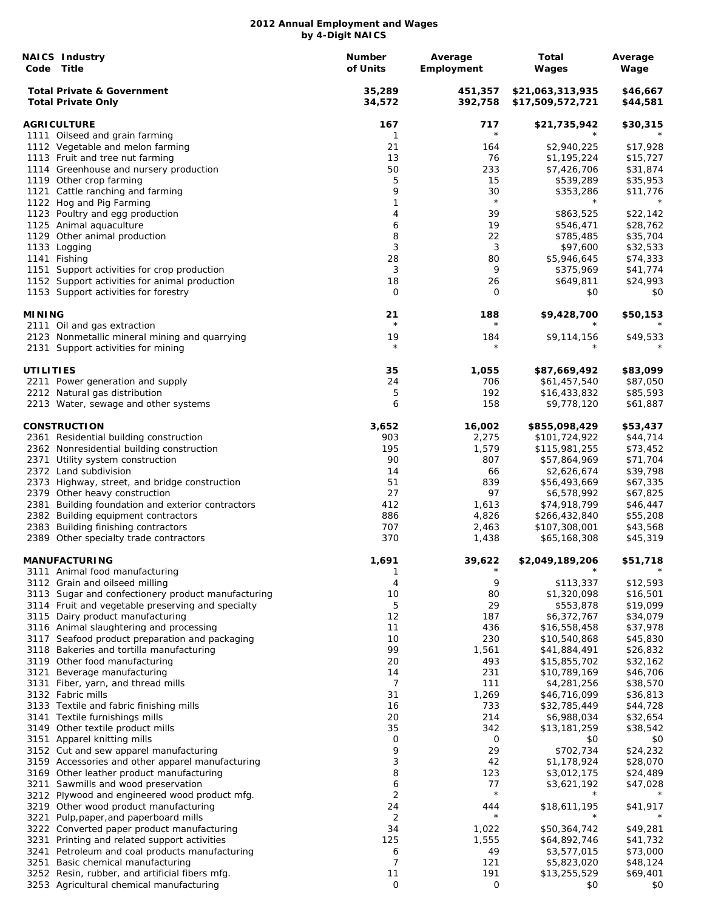# 2012 Annual Employment and Wages
## by 4-Digit NAICS

| NAICS Code | Industry Title | Number of Units | Average Employment | Total Wages | Average Wage |
|---|---|---|---|---|---|
| | **Total Private & Government** | **35,289** | **451,357** | **$21,063,313,935** | **$46,667** |
| | **Total Private Only** | **34,572** | **392,758** | **$17,509,572,721** | **$44,581** |
| | **AGRICULTURE** | **167** | **717** | **$21,735,942** | **$30,315** |
| 1111 | Oilseed and grain farming | 1 | * | * | * |
| 1112 | Vegetable and melon farming | 21 | 164 | $2,940,225 | $17,928 |
| 1113 | Fruit and tree nut farming | 13 | 76 | $1,195,224 | $15,727 |
| 1114 | Greenhouse and nursery production | 50 | 233 | $7,426,706 | $31,874 |
| 1119 | Other crop farming | 5 | 15 | $539,289 | $35,953 |
| 1121 | Cattle ranching and farming | 9 | 30 | $353,286 | $11,776 |
| 1122 | Hog and Pig Farming | 1 | * | * | * |
| 1123 | Poultry and egg production | 4 | 39 | $863,525 | $22,142 |
| 1125 | Animal aquaculture | 6 | 19 | $546,471 | $28,762 |
| 1129 | Other animal production | 8 | 22 | $785,485 | $35,704 |
| 1133 | Logging | 3 | 3 | $97,600 | $32,533 |
| 1141 | Fishing | 28 | 80 | $5,946,645 | $74,333 |
| 1151 | Support activities for crop production | 3 | 9 | $375,969 | $41,774 |
| 1152 | Support activities for animal production | 18 | 26 | $649,811 | $24,993 |
| 1153 | Support activities for forestry | 0 | 0 | $0 | $0 |
| | **MINING** | **21** | **188** | **$9,428,700** | **$50,153** |
| 2111 | Oil and gas extraction | * | * | * | * |
| 2123 | Nonmetallic mineral mining and quarrying | 19 | 184 | $9,114,156 | $49,533 |
| 2131 | Support activities for mining | * | * | * | * |
| | **UTILITIES** | **35** | **1,055** | **$87,669,492** | **$83,099** |
| 2211 | Power generation and supply | 24 | 706 | $61,457,540 | $87,050 |
| 2212 | Natural gas distribution | 5 | 192 | $16,433,832 | $85,593 |
| 2213 | Water, sewage and other systems | 6 | 158 | $9,778,120 | $61,887 |
| | **CONSTRUCTION** | **3,652** | **16,002** | **$855,098,429** | **$53,437** |
| 2361 | Residential building construction | 903 | 2,275 | $101,724,922 | $44,714 |
| 2362 | Nonresidential building construction | 195 | 1,579 | $115,981,255 | $73,452 |
| 2371 | Utility system construction | 90 | 807 | $57,864,969 | $71,704 |
| 2372 | Land subdivision | 14 | 66 | $2,626,674 | $39,798 |
| 2373 | Highway, street, and bridge construction | 51 | 839 | $56,493,669 | $67,335 |
| 2379 | Other heavy construction | 27 | 97 | $6,578,992 | $67,825 |
| 2381 | Building foundation and exterior contractors | 412 | 1,613 | $74,918,799 | $46,447 |
| 2382 | Building equipment contractors | 886 | 4,826 | $266,432,840 | $55,208 |
| 2383 | Building finishing contractors | 707 | 2,463 | $107,308,001 | $43,568 |
| 2389 | Other specialty trade contractors | 370 | 1,438 | $65,168,308 | $45,319 |
| | **MANUFACTURING** | **1,691** | **39,622** | **$2,049,189,206** | **$51,718** |
| 3111 | Animal food manufacturing | 1 | * | * | * |
| 3112 | Grain and oilseed milling | 4 | 9 | $113,337 | $12,593 |
| 3113 | Sugar and confectionery product manufacturing | 10 | 80 | $1,320,098 | $16,501 |
| 3114 | Fruit and vegetable preserving and specialty | 5 | 29 | $553,878 | $19,099 |
| 3115 | Dairy product manufacturing | 12 | 187 | $6,372,767 | $34,079 |
| 3116 | Animal slaughtering and processing | 11 | 436 | $16,558,458 | $37,978 |
| 3117 | Seafood product preparation and packaging | 10 | 230 | $10,540,868 | $45,830 |
| 3118 | Bakeries and tortilla manufacturing | 99 | 1,561 | $41,884,491 | $26,832 |
| 3119 | Other food manufacturing | 20 | 493 | $15,855,702 | $32,162 |
| 3121 | Beverage manufacturing | 14 | 231 | $10,789,169 | $46,706 |
| 3131 | Fiber, yarn, and thread mills | 7 | 111 | $4,281,256 | $38,570 |
| 3132 | Fabric mills | 31 | 1,269 | $46,716,099 | $36,813 |
| 3133 | Textile and fabric finishing mills | 16 | 733 | $32,785,449 | $44,728 |
| 3141 | Textile furnishings mills | 20 | 214 | $6,988,034 | $32,654 |
| 3149 | Other textile product mills | 35 | 342 | $13,181,259 | $38,542 |
| 3151 | Apparel knitting mills | 0 | 0 | $0 | $0 |
| 3152 | Cut and sew apparel manufacturing | 9 | 29 | $702,734 | $24,232 |
| 3159 | Accessories and other apparel manufacturing | 3 | 42 | $1,178,924 | $28,070 |
| 3169 | Other leather product manufacturing | 8 | 123 | $3,012,175 | $24,489 |
| 3211 | Sawmills and wood preservation | 6 | 77 | $3,621,192 | $47,028 |
| 3212 | Plywood and engineered wood product mfg. | 2 | * | * | * |
| 3219 | Other wood product manufacturing | 24 | 444 | $18,611,195 | $41,917 |
| 3221 | Pulp,paper,and paperboard mills | 2 | * | * | * |
| 3222 | Converted paper product manufacturing | 34 | 1,022 | $50,364,742 | $49,281 |
| 3231 | Printing and related support activities | 125 | 1,555 | $64,892,746 | $41,732 |
| 3241 | Petroleum and coal products manufacturing | 6 | 49 | $3,577,015 | $73,000 |
| 3251 | Basic chemical manufacturing | 7 | 121 | $5,823,020 | $48,124 |
| 3252 | Resin, rubber, and artificial fibers mfg. | 11 | 191 | $13,255,529 | $69,401 |
| 3253 | Agricultural chemical manufacturing | 0 | 0 | $0 | $0 |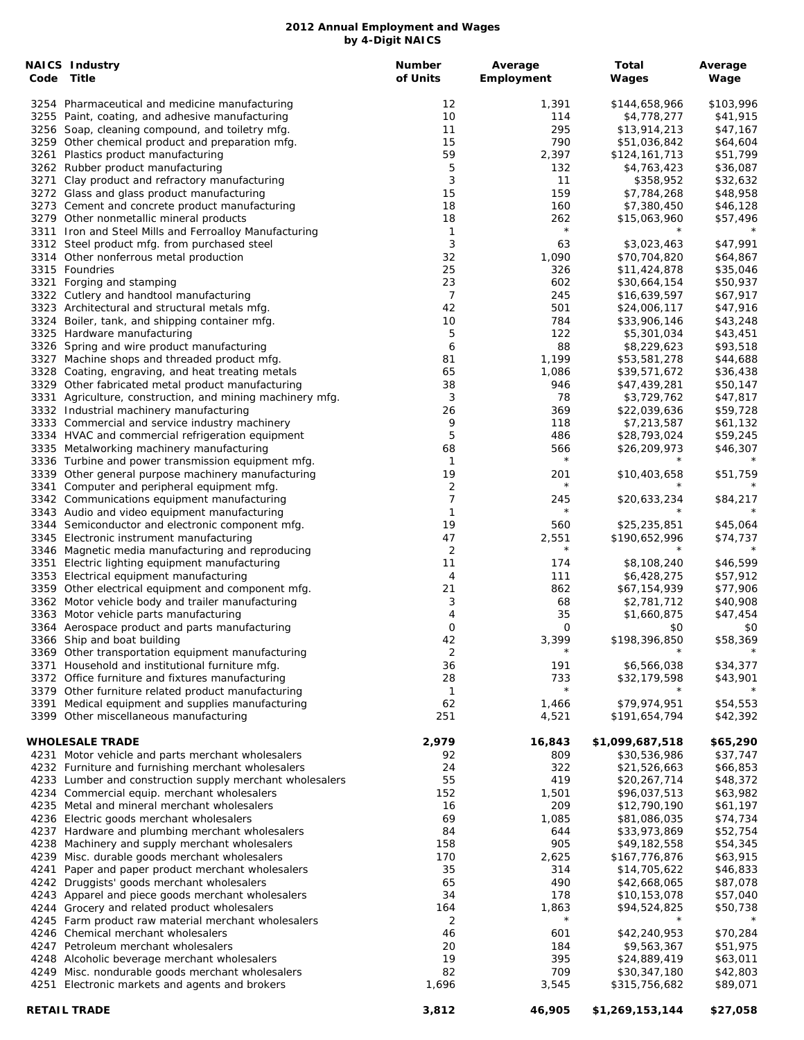# 2012 Annual Employment and Wages by 4-Digit NAICS

| NAICS Code | Industry Title | Number of Units | Average Employment | Total Wages | Average Wage |
|---|---|---|---|---|---|
| 3254 | Pharmaceutical and medicine manufacturing | 12 | 1,391 | $144,658,966 | $103,996 |
| 3255 | Paint, coating, and adhesive manufacturing | 10 | 114 | $4,778,277 | $41,915 |
| 3256 | Soap, cleaning compound, and toiletry mfg. | 11 | 295 | $13,914,213 | $47,167 |
| 3259 | Other chemical product and preparation mfg. | 15 | 790 | $51,036,842 | $64,604 |
| 3261 | Plastics product manufacturing | 59 | 2,397 | $124,161,713 | $51,799 |
| 3262 | Rubber product manufacturing | 5 | 132 | $4,763,423 | $36,087 |
| 3271 | Clay product and refractory manufacturing | 3 | 11 | $358,952 | $32,632 |
| 3272 | Glass and glass product manufacturing | 15 | 159 | $7,784,268 | $48,958 |
| 3273 | Cement and concrete product manufacturing | 18 | 160 | $7,380,450 | $46,128 |
| 3279 | Other nonmetallic mineral products | 18 | 262 | $15,063,960 | $57,496 |
| 3311 | Iron and Steel Mills and Ferroalloy Manufacturing | 1 | * | * | * |
| 3312 | Steel product mfg. from purchased steel | 3 | 63 | $3,023,463 | $47,991 |
| 3314 | Other nonferrous metal production | 32 | 1,090 | $70,704,820 | $64,867 |
| 3315 | Foundries | 25 | 326 | $11,424,878 | $35,046 |
| 3321 | Forging and stamping | 23 | 602 | $30,664,154 | $50,937 |
| 3322 | Cutlery and handtool manufacturing | 7 | 245 | $16,639,597 | $67,917 |
| 3323 | Architectural and structural metals mfg. | 42 | 501 | $24,006,117 | $47,916 |
| 3324 | Boiler, tank, and shipping container mfg. | 10 | 784 | $33,906,146 | $43,248 |
| 3325 | Hardware manufacturing | 5 | 122 | $5,301,034 | $43,451 |
| 3326 | Spring and wire product manufacturing | 6 | 88 | $8,229,623 | $93,518 |
| 3327 | Machine shops and threaded product mfg. | 81 | 1,199 | $53,581,278 | $44,688 |
| 3328 | Coating, engraving, and heat treating metals | 65 | 1,086 | $39,571,672 | $36,438 |
| 3329 | Other fabricated metal product manufacturing | 38 | 946 | $47,439,281 | $50,147 |
| 3331 | Agriculture, construction, and mining machinery mfg. | 3 | 78 | $3,729,762 | $47,817 |
| 3332 | Industrial machinery manufacturing | 26 | 369 | $22,039,636 | $59,728 |
| 3333 | Commercial and service industry machinery | 9 | 118 | $7,213,587 | $61,132 |
| 3334 | HVAC and commercial refrigeration equipment | 5 | 486 | $28,793,024 | $59,245 |
| 3335 | Metalworking machinery manufacturing | 68 | 566 | $26,209,973 | $46,307 |
| 3336 | Turbine and power transmission equipment mfg. | 1 | * | * | * |
| 3339 | Other general purpose machinery manufacturing | 19 | 201 | $10,403,658 | $51,759 |
| 3341 | Computer and peripheral equipment mfg. | 2 | * | * | * |
| 3342 | Communications equipment manufacturing | 7 | 245 | $20,633,234 | $84,217 |
| 3343 | Audio and video equipment manufacturing | 1 | * | * | * |
| 3344 | Semiconductor and electronic component mfg. | 19 | 560 | $25,235,851 | $45,064 |
| 3345 | Electronic instrument manufacturing | 47 | 2,551 | $190,652,996 | $74,737 |
| 3346 | Magnetic media manufacturing and reproducing | 2 | * | * | * |
| 3351 | Electric lighting equipment manufacturing | 11 | 174 | $8,108,240 | $46,599 |
| 3353 | Electrical equipment manufacturing | 4 | 111 | $6,428,275 | $57,912 |
| 3359 | Other electrical equipment and component mfg. | 21 | 862 | $67,154,939 | $77,906 |
| 3362 | Motor vehicle body and trailer manufacturing | 3 | 68 | $2,781,712 | $40,908 |
| 3363 | Motor vehicle parts manufacturing | 4 | 35 | $1,660,875 | $47,454 |
| 3364 | Aerospace product and parts manufacturing | 0 | 0 | $0 | $0 |
| 3366 | Ship and boat building | 42 | 3,399 | $198,396,850 | $58,369 |
| 3369 | Other transportation equipment manufacturing | 2 | * | * | * |
| 3371 | Household and institutional furniture mfg. | 36 | 191 | $6,566,038 | $34,377 |
| 3372 | Office furniture and fixtures manufacturing | 28 | 733 | $32,179,598 | $43,901 |
| 3379 | Other furniture related product manufacturing | 1 | * | * | * |
| 3391 | Medical equipment and supplies manufacturing | 62 | 1,466 | $79,974,951 | $54,553 |
| 3399 | Other miscellaneous manufacturing | 251 | 4,521 | $191,654,794 | $42,392 |
| **WHOLESALE TRADE** | | **2,979** | **16,843** | **$1,099,687,518** | **$65,290** |
| 4231 | Motor vehicle and parts merchant wholesalers | 92 | 809 | $30,536,986 | $37,747 |
| 4232 | Furniture and furnishing merchant wholesalers | 24 | 322 | $21,526,663 | $66,853 |
| 4233 | Lumber and construction supply merchant wholesalers | 55 | 419 | $20,267,714 | $48,372 |
| 4234 | Commercial equip. merchant wholesalers | 152 | 1,501 | $96,037,513 | $63,982 |
| 4235 | Metal and mineral merchant wholesalers | 16 | 209 | $12,790,190 | $61,197 |
| 4236 | Electric goods merchant wholesalers | 69 | 1,085 | $81,086,035 | $74,734 |
| 4237 | Hardware and plumbing merchant wholesalers | 84 | 644 | $33,973,869 | $52,754 |
| 4238 | Machinery and supply merchant wholesalers | 158 | 905 | $49,182,558 | $54,345 |
| 4239 | Misc. durable goods merchant wholesalers | 170 | 2,625 | $167,776,876 | $63,915 |
| 4241 | Paper and paper product merchant wholesalers | 35 | 314 | $14,705,622 | $46,833 |
| 4242 | Druggists' goods merchant wholesalers | 65 | 490 | $42,668,065 | $87,078 |
| 4243 | Apparel and piece goods merchant wholesalers | 34 | 178 | $10,153,078 | $57,040 |
| 4244 | Grocery and related product wholesalers | 164 | 1,863 | $94,524,825 | $50,738 |
| 4245 | Farm product raw material merchant wholesalers | 2 | * | * | * |
| 4246 | Chemical merchant wholesalers | 46 | 601 | $42,240,953 | $70,284 |
| 4247 | Petroleum merchant wholesalers | 20 | 184 | $9,563,367 | $51,975 |
| 4248 | Alcoholic beverage merchant wholesalers | 19 | 395 | $24,889,419 | $63,011 |
| 4249 | Misc. nondurable goods merchant wholesalers | 82 | 709 | $30,347,180 | $42,803 |
| 4251 | Electronic markets and agents and brokers | 1,696 | 3,545 | $315,756,682 | $89,071 |
| **RETAIL TRADE** | | **3,812** | **46,905** | **$1,269,153,144** | **$27,058** |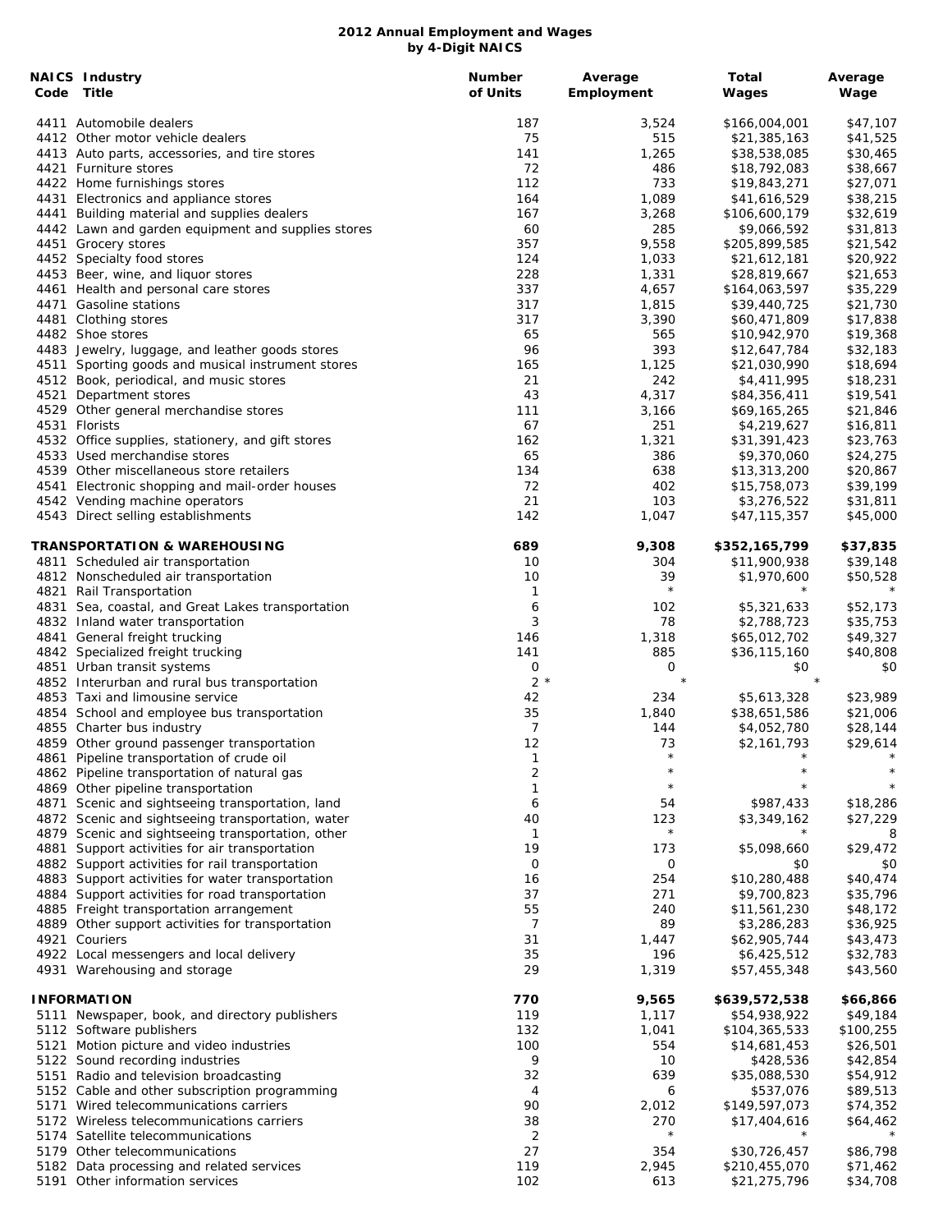# 2012 Annual Employment and Wages
## by 4-Digit NAICS

| NAICS Code | Industry Title | Number of Units | Average Employment | Total Wages | Average Wage |
|---|---|---|---|---|---|
| 4411 | Automobile dealers | 187 | 3,524 | $166,004,001 | $47,107 |
| 4412 | Other motor vehicle dealers | 75 | 515 | $21,385,163 | $41,525 |
| 4413 | Auto parts, accessories, and tire stores | 141 | 1,265 | $38,538,085 | $30,465 |
| 4421 | Furniture stores | 72 | 486 | $18,792,083 | $38,667 |
| 4422 | Home furnishings stores | 112 | 733 | $19,843,271 | $27,071 |
| 4431 | Electronics and appliance stores | 164 | 1,089 | $41,616,529 | $38,215 |
| 4441 | Building material and supplies dealers | 167 | 3,268 | $106,600,179 | $32,619 |
| 4442 | Lawn and garden equipment and supplies stores | 60 | 285 | $9,066,592 | $31,813 |
| 4451 | Grocery stores | 357 | 9,558 | $205,899,585 | $21,542 |
| 4452 | Specialty food stores | 124 | 1,033 | $21,612,181 | $20,922 |
| 4453 | Beer, wine, and liquor stores | 228 | 1,331 | $28,819,667 | $21,653 |
| 4461 | Health and personal care stores | 337 | 4,657 | $164,063,597 | $35,229 |
| 4471 | Gasoline stations | 317 | 1,815 | $39,440,725 | $21,730 |
| 4481 | Clothing stores | 317 | 3,390 | $60,471,809 | $17,838 |
| 4482 | Shoe stores | 65 | 565 | $10,942,970 | $19,368 |
| 4483 | Jewelry, luggage, and leather goods stores | 96 | 393 | $12,647,784 | $32,183 |
| 4511 | Sporting goods and musical instrument stores | 165 | 1,125 | $21,030,990 | $18,694 |
| 4512 | Book, periodical, and music stores | 21 | 242 | $4,411,995 | $18,231 |
| 4521 | Department stores | 43 | 4,317 | $84,356,411 | $19,541 |
| 4529 | Other general merchandise stores | 111 | 3,166 | $69,165,265 | $21,846 |
| 4531 | Florists | 67 | 251 | $4,219,627 | $16,811 |
| 4532 | Office supplies, stationery, and gift stores | 162 | 1,321 | $31,391,423 | $23,763 |
| 4533 | Used merchandise stores | 65 | 386 | $9,370,060 | $24,275 |
| 4539 | Other miscellaneous store retailers | 134 | 638 | $13,313,200 | $20,867 |
| 4541 | Electronic shopping and mail-order houses | 72 | 402 | $15,758,073 | $39,199 |
| 4542 | Vending machine operators | 21 | 103 | $3,276,522 | $31,811 |
| 4543 | Direct selling establishments | 142 | 1,047 | $47,115,357 | $45,000 |
| | **TRANSPORTATION & WAREHOUSING** | **689** | **9,308** | **$352,165,799** | **$37,835** |
| 4811 | Scheduled air transportation | 10 | 304 | $11,900,938 | $39,148 |
| 4812 | Nonscheduled air transportation | 10 | 39 | $1,970,600 | $50,528 |
| 4821 | Rail Transportation | 1 | * | * | * |
| 4831 | Sea, coastal, and Great Lakes transportation | 6 | 102 | $5,321,633 | $52,173 |
| 4832 | Inland water transportation | 3 | 78 | $2,788,723 | $35,753 |
| 4841 | General freight trucking | 146 | 1,318 | $65,012,702 | $49,327 |
| 4842 | Specialized freight trucking | 141 | 885 | $36,115,160 | $40,808 |
| 4851 | Urban transit systems | 0 | 0 | $0 | $0 |
| 4852 | Interurban and rural bus transportation | 2 * | * | * | |
| 4853 | Taxi and limousine service | 42 | 234 | $5,613,328 | $23,989 |
| 4854 | School and employee bus transportation | 35 | 1,840 | $38,651,586 | $21,006 |
| 4855 | Charter bus industry | 7 | 144 | $4,052,780 | $28,144 |
| 4859 | Other ground passenger transportation | 12 | 73 | $2,161,793 | $29,614 |
| 4861 | Pipeline transportation of crude oil | 1 | * | * | * |
| 4862 | Pipeline transportation of natural gas | 2 | * | * | * |
| 4869 | Other pipeline transportation | 1 | * | * | * |
| 4871 | Scenic and sightseeing transportation, land | 6 | 54 | $987,433 | $18,286 |
| 4872 | Scenic and sightseeing transportation, water | 40 | 123 | $3,349,162 | $27,229 |
| 4879 | Scenic and sightseeing transportation, other | 1 | * | * | 8 |
| 4881 | Support activities for air transportation | 19 | 173 | $5,098,660 | $29,472 |
| 4882 | Support activities for rail transportation | 0 | 0 | $0 | $0 |
| 4883 | Support activities for water transportation | 16 | 254 | $10,280,488 | $40,474 |
| 4884 | Support activities for road transportation | 37 | 271 | $9,700,823 | $35,796 |
| 4885 | Freight transportation arrangement | 55 | 240 | $11,561,230 | $48,172 |
| 4889 | Other support activities for transportation | 7 | 89 | $3,286,283 | $36,925 |
| 4921 | Couriers | 31 | 1,447 | $62,905,744 | $43,473 |
| 4922 | Local messengers and local delivery | 35 | 196 | $6,425,512 | $32,783 |
| 4931 | Warehousing and storage | 29 | 1,319 | $57,455,348 | $43,560 |
| | **INFORMATION** | **770** | **9,565** | **$639,572,538** | **$66,866** |
| 5111 | Newspaper, book, and directory publishers | 119 | 1,117 | $54,938,922 | $49,184 |
| 5112 | Software publishers | 132 | 1,041 | $104,365,533 | $100,255 |
| 5121 | Motion picture and video industries | 100 | 554 | $14,681,453 | $26,501 |
| 5122 | Sound recording industries | 9 | 10 | $428,536 | $42,854 |
| 5151 | Radio and television broadcasting | 32 | 639 | $35,088,530 | $54,912 |
| 5152 | Cable and other subscription programming | 4 | 6 | $537,076 | $89,513 |
| 5171 | Wired telecommunications carriers | 90 | 2,012 | $149,597,073 | $74,352 |
| 5172 | Wireless telecommunications carriers | 38 | 270 | $17,404,616 | $64,462 |
| 5174 | Satellite telecommunications | 2 | * | * | * |
| 5179 | Other telecommunications | 27 | 354 | $30,726,457 | $86,798 |
| 5182 | Data processing and related services | 119 | 2,945 | $210,455,070 | $71,462 |
| 5191 | Other information services | 102 | 613 | $21,275,796 | $34,708 |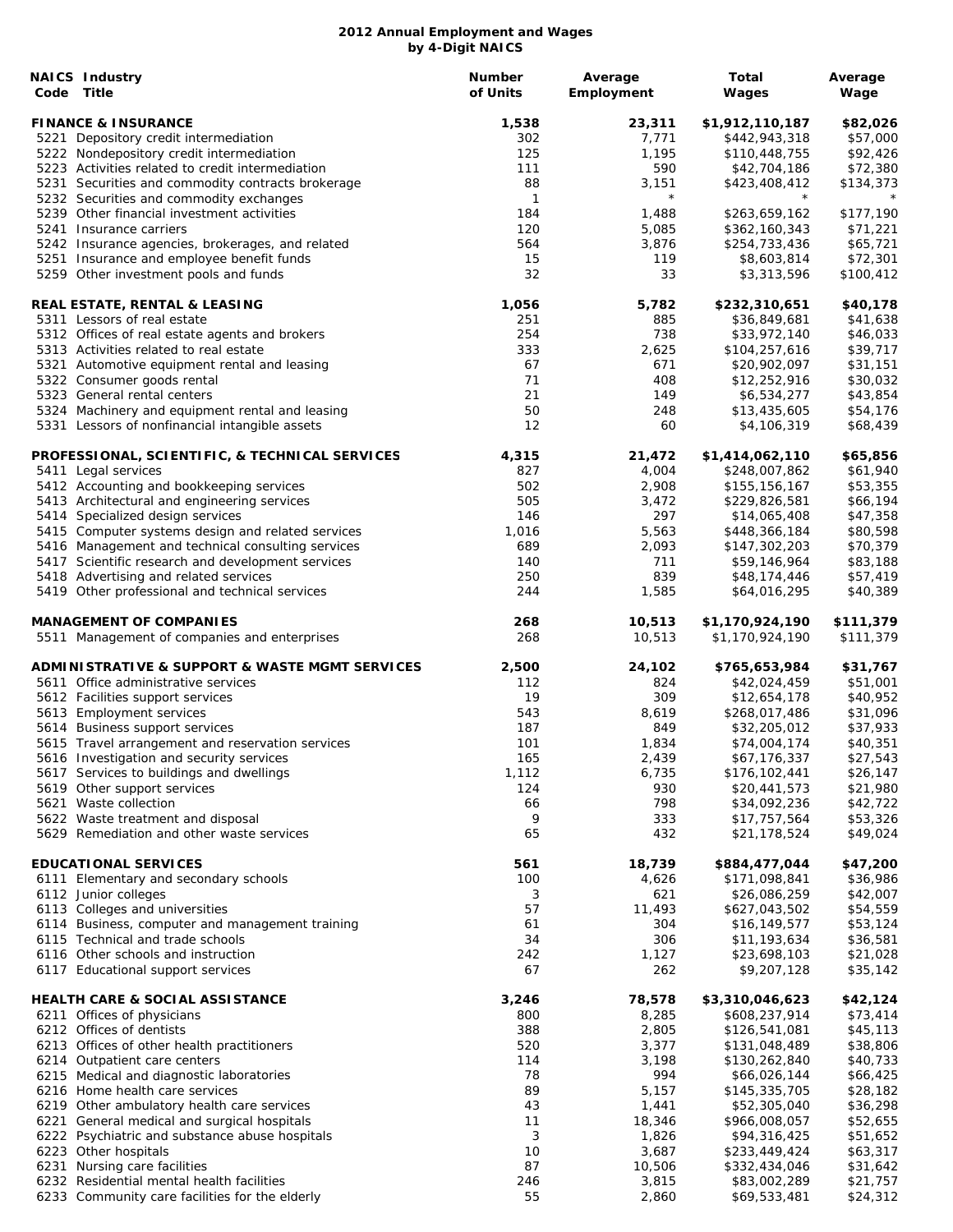# 2012 Annual Employment and Wages
## by 4-Digit NAICS

| NAICS Code | Industry Title | Number of Units | Average Employment | Total Wages | Average Wage |
|---|---|---|---|---|---|
| | **FINANCE & INSURANCE** | **1,538** | **23,311** | **$1,912,110,187** | **$82,026** |
| 5221 | Depository credit intermediation | 302 | 7,771 | $442,943,318 | $57,000 |
| 5222 | Nondepository credit intermediation | 125 | 1,195 | $110,448,755 | $92,426 |
| 5223 | Activities related to credit intermediation | 111 | 590 | $42,704,186 | $72,380 |
| 5231 | Securities and commodity contracts brokerage | 88 | 3,151 | $423,408,412 | $134,373 |
| 5232 | Securities and commodity exchanges | 1 | * | * | * |
| 5239 | Other financial investment activities | 184 | 1,488 | $263,659,162 | $177,190 |
| 5241 | Insurance carriers | 120 | 5,085 | $362,160,343 | $71,221 |
| 5242 | Insurance agencies, brokerages, and related | 564 | 3,876 | $254,733,436 | $65,721 |
| 5251 | Insurance and employee benefit funds | 15 | 119 | $8,603,814 | $72,301 |
| 5259 | Other investment pools and funds | 32 | 33 | $3,313,596 | $100,412 |
| | **REAL ESTATE, RENTAL & LEASING** | **1,056** | **5,782** | **$232,310,651** | **$40,178** |
| 5311 | Lessors of real estate | 251 | 885 | $36,849,681 | $41,638 |
| 5312 | Offices of real estate agents and brokers | 254 | 738 | $33,972,140 | $46,033 |
| 5313 | Activities related to real estate | 333 | 2,625 | $104,257,616 | $39,717 |
| 5321 | Automotive equipment rental and leasing | 67 | 671 | $20,902,097 | $31,151 |
| 5322 | Consumer goods rental | 71 | 408 | $12,252,916 | $30,032 |
| 5323 | General rental centers | 21 | 149 | $6,534,277 | $43,854 |
| 5324 | Machinery and equipment rental and leasing | 50 | 248 | $13,435,605 | $54,176 |
| 5331 | Lessors of nonfinancial intangible assets | 12 | 60 | $4,106,319 | $68,439 |
| | **PROFESSIONAL, SCIENTIFIC, & TECHNICAL SERVICES** | **4,315** | **21,472** | **$1,414,062,110** | **$65,856** |
| 5411 | Legal services | 827 | 4,004 | $248,007,862 | $61,940 |
| 5412 | Accounting and bookkeeping services | 502 | 2,908 | $155,156,167 | $53,355 |
| 5413 | Architectural and engineering services | 505 | 3,472 | $229,826,581 | $66,194 |
| 5414 | Specialized design services | 146 | 297 | $14,065,408 | $47,358 |
| 5415 | Computer systems design and related services | 1,016 | 5,563 | $448,366,184 | $80,598 |
| 5416 | Management and technical consulting services | 689 | 2,093 | $147,302,203 | $70,379 |
| 5417 | Scientific research and development services | 140 | 711 | $59,146,964 | $83,188 |
| 5418 | Advertising and related services | 250 | 839 | $48,174,446 | $57,419 |
| 5419 | Other professional and technical services | 244 | 1,585 | $64,016,295 | $40,389 |
| | **MANAGEMENT OF COMPANIES** | **268** | **10,513** | **$1,170,924,190** | **$111,379** |
| 5511 | Management of companies and enterprises | 268 | 10,513 | $1,170,924,190 | $111,379 |
| | **ADMINISTRATIVE & SUPPORT & WASTE MGMT SERVICES** | **2,500** | **24,102** | **$765,653,984** | **$31,767** |
| 5611 | Office administrative services | 112 | 824 | $42,024,459 | $51,001 |
| 5612 | Facilities support services | 19 | 309 | $12,654,178 | $40,952 |
| 5613 | Employment services | 543 | 8,619 | $268,017,486 | $31,096 |
| 5614 | Business support services | 187 | 849 | $32,205,012 | $37,933 |
| 5615 | Travel arrangement and reservation services | 101 | 1,834 | $74,004,174 | $40,351 |
| 5616 | Investigation and security services | 165 | 2,439 | $67,176,337 | $27,543 |
| 5617 | Services to buildings and dwellings | 1,112 | 6,735 | $176,102,441 | $26,147 |
| 5619 | Other support services | 124 | 930 | $20,441,573 | $21,980 |
| 5621 | Waste collection | 66 | 798 | $34,092,236 | $42,722 |
| 5622 | Waste treatment and disposal | 9 | 333 | $17,757,564 | $53,326 |
| 5629 | Remediation and other waste services | 65 | 432 | $21,178,524 | $49,024 |
| | **EDUCATIONAL SERVICES** | **561** | **18,739** | **$884,477,044** | **$47,200** |
| 6111 | Elementary and secondary schools | 100 | 4,626 | $171,098,841 | $36,986 |
| 6112 | Junior colleges | 3 | 621 | $26,086,259 | $42,007 |
| 6113 | Colleges and universities | 57 | 11,493 | $627,043,502 | $54,559 |
| 6114 | Business, computer and management training | 61 | 304 | $16,149,577 | $53,124 |
| 6115 | Technical and trade schools | 34 | 306 | $11,193,634 | $36,581 |
| 6116 | Other schools and instruction | 242 | 1,127 | $23,698,103 | $21,028 |
| 6117 | Educational support services | 67 | 262 | $9,207,128 | $35,142 |
| | **HEALTH CARE & SOCIAL ASSISTANCE** | **3,246** | **78,578** | **$3,310,046,623** | **$42,124** |
| 6211 | Offices of physicians | 800 | 8,285 | $608,237,914 | $73,414 |
| 6212 | Offices of dentists | 388 | 2,805 | $126,541,081 | $45,113 |
| 6213 | Offices of other health practitioners | 520 | 3,377 | $131,048,489 | $38,806 |
| 6214 | Outpatient care centers | 114 | 3,198 | $130,262,840 | $40,733 |
| 6215 | Medical and diagnostic laboratories | 78 | 994 | $66,026,144 | $66,425 |
| 6216 | Home health care services | 89 | 5,157 | $145,335,705 | $28,182 |
| 6219 | Other ambulatory health care services | 43 | 1,441 | $52,305,040 | $36,298 |
| 6221 | General medical and surgical hospitals | 11 | 18,346 | $966,008,057 | $52,655 |
| 6222 | Psychiatric and substance abuse hospitals | 3 | 1,826 | $94,316,425 | $51,652 |
| 6223 | Other hospitals | 10 | 3,687 | $233,449,424 | $63,317 |
| 6231 | Nursing care facilities | 87 | 10,506 | $332,434,046 | $31,642 |
| 6232 | Residential mental health facilities | 246 | 3,815 | $83,002,289 | $21,757 |
| 6233 | Community care facilities for the elderly | 55 | 2,860 | $69,533,481 | $24,312 |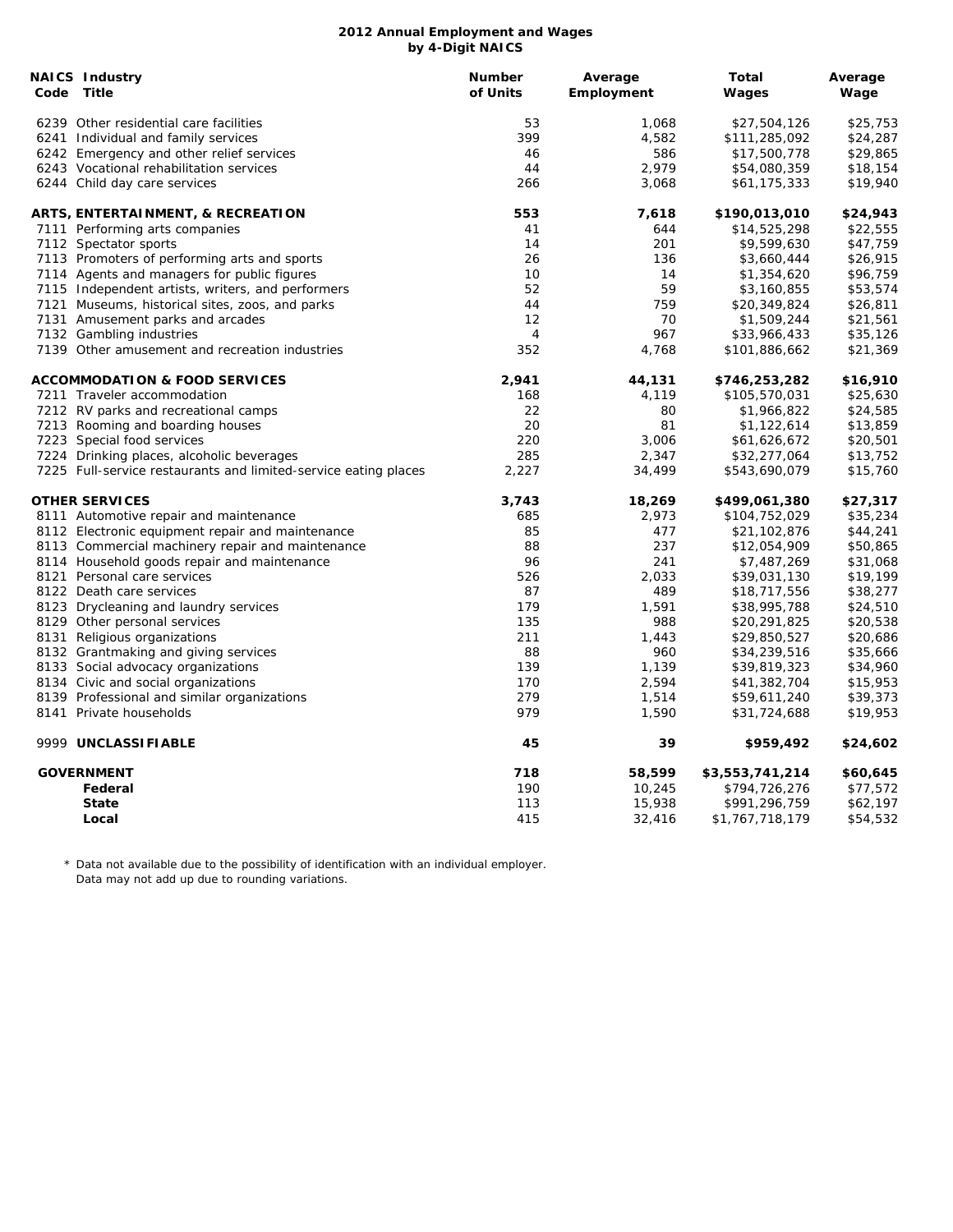**2012 Annual Employment and Wages**
**by 4-Digit NAICS**

| NAICS Code | Industry Title | Number of Units | Average Employment | Total Wages | Average Wage |
|---|---|---|---|---|---|
| 6239 | Other residential care facilities | 53 | 1,068 | $27,504,126 | $25,753 |
| 6241 | Individual and family services | 399 | 4,582 | $111,285,092 | $24,287 |
| 6242 | Emergency and other relief services | 46 | 586 | $17,500,778 | $29,865 |
| 6243 | Vocational rehabilitation services | 44 | 2,979 | $54,080,359 | $18,154 |
| 6244 | Child day care services | 266 | 3,068 | $61,175,333 | $19,940 |
| | **ARTS, ENTERTAINMENT, & RECREATION** | **553** | **7,618** | **$190,013,010** | **$24,943** |
| 7111 | Performing arts companies | 41 | 644 | $14,525,298 | $22,555 |
| 7112 | Spectator sports | 14 | 201 | $9,599,630 | $47,759 |
| 7113 | Promoters of performing arts and sports | 26 | 136 | $3,660,444 | $26,915 |
| 7114 | Agents and managers for public figures | 10 | 14 | $1,354,620 | $96,759 |
| 7115 | Independent artists, writers, and performers | 52 | 59 | $3,160,855 | $53,574 |
| 7121 | Museums, historical sites, zoos, and parks | 44 | 759 | $20,349,824 | $26,811 |
| 7131 | Amusement parks and arcades | 12 | 70 | $1,509,244 | $21,561 |
| 7132 | Gambling industries | 4 | 967 | $33,966,433 | $35,126 |
| 7139 | Other amusement and recreation industries | 352 | 4,768 | $101,886,662 | $21,369 |
| | **ACCOMMODATION & FOOD SERVICES** | **2,941** | **44,131** | **$746,253,282** | **$16,910** |
| 7211 | Traveler accommodation | 168 | 4,119 | $105,570,031 | $25,630 |
| 7212 | RV parks and recreational camps | 22 | 80 | $1,966,822 | $24,585 |
| 7213 | Rooming and boarding houses | 20 | 81 | $1,122,614 | $13,859 |
| 7223 | Special food services | 220 | 3,006 | $61,626,672 | $20,501 |
| 7224 | Drinking places, alcoholic beverages | 285 | 2,347 | $32,277,064 | $13,752 |
| 7225 | Full-service restaurants and limited-service eating places | 2,227 | 34,499 | $543,690,079 | $15,760 |
| | **OTHER SERVICES** | **3,743** | **18,269** | **$499,061,380** | **$27,317** |
| 8111 | Automotive repair and maintenance | 685 | 2,973 | $104,752,029 | $35,234 |
| 8112 | Electronic equipment repair and maintenance | 85 | 477 | $21,102,876 | $44,241 |
| 8113 | Commercial machinery repair and maintenance | 88 | 237 | $12,054,909 | $50,865 |
| 8114 | Household goods repair and maintenance | 96 | 241 | $7,487,269 | $31,068 |
| 8121 | Personal care services | 526 | 2,033 | $39,031,130 | $19,199 |
| 8122 | Death care services | 87 | 489 | $18,717,556 | $38,277 |
| 8123 | Drycleaning and laundry services | 179 | 1,591 | $38,995,788 | $24,510 |
| 8129 | Other personal services | 135 | 988 | $20,291,825 | $20,538 |
| 8131 | Religious organizations | 211 | 1,443 | $29,850,527 | $20,686 |
| 8132 | Grantmaking and giving services | 88 | 960 | $34,239,516 | $35,666 |
| 8133 | Social advocacy organizations | 139 | 1,139 | $39,819,323 | $34,960 |
| 8134 | Civic and social organizations | 170 | 2,594 | $41,382,704 | $15,953 |
| 8139 | Professional and similar organizations | 279 | 1,514 | $59,611,240 | $39,373 |
| 8141 | Private households | 979 | 1,590 | $31,724,688 | $19,953 |
| 9999 | **UNCLASSIFIABLE** | **45** | **39** | **$959,492** | **$24,602** |
| | **GOVERNMENT** | **718** | **58,599** | **$3,553,741,214** | **$60,645** |
| | **Federal** | 190 | 10,245 | $794,726,276 | $77,572 |
| | **State** | 113 | 15,938 | $991,296,759 | $62,197 |
| | **Local** | 415 | 32,416 | $1,767,718,179 | $54,532 |

\* Data not available due to the possibility of identification with an individual employer.
Data may not add up due to rounding variations.